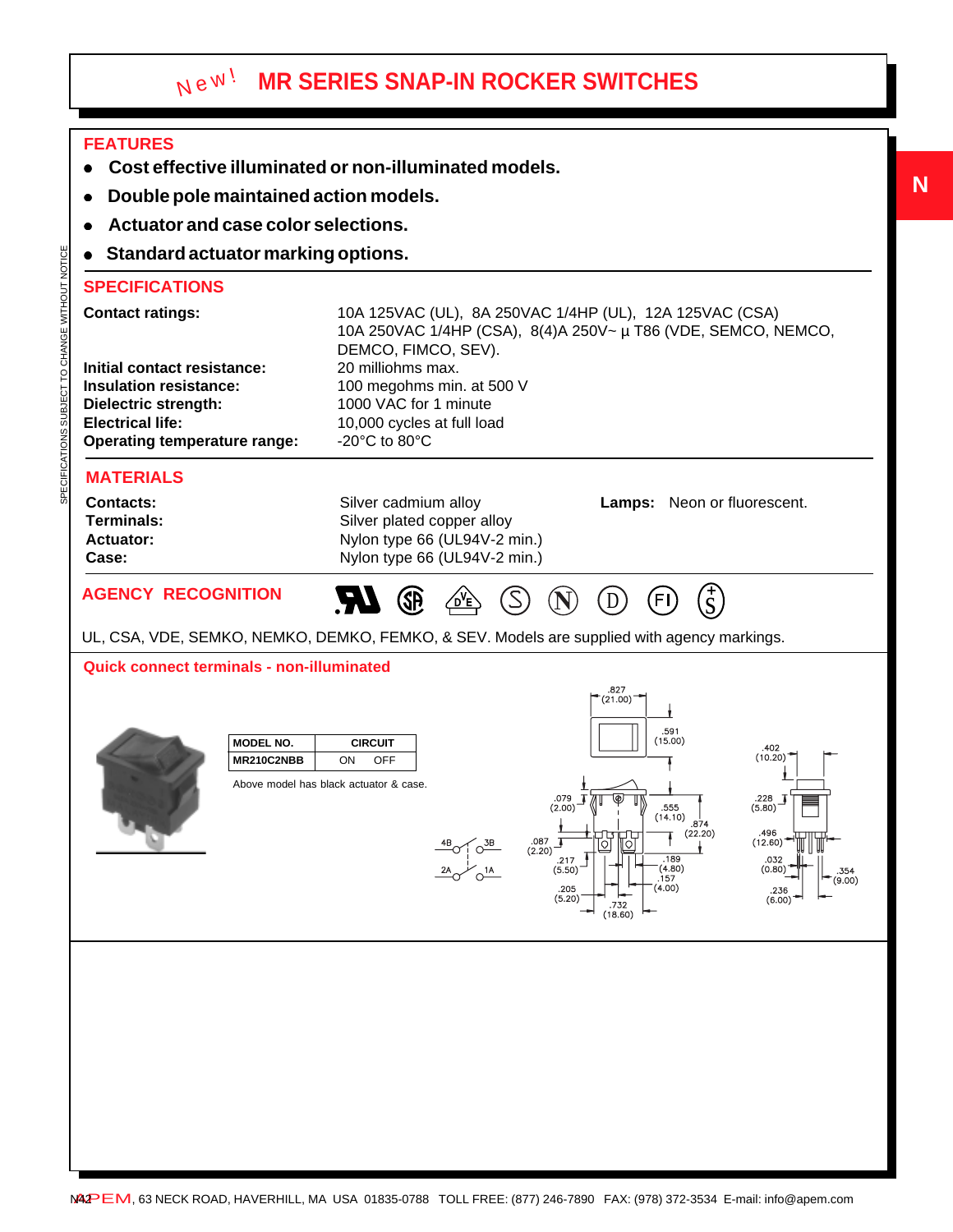# New! MR SERIES SNAP-IN ROCKER SWITCHES

## FEATURES

- Cost effective illuminated or non-illuminated models.
- Double pole maintained action models.
- Actuator and case color selections.
- Standard actuator marking options.

## SPECIFICATIONS

| | |
|---|---|
| **Contact ratings:** | 10A 125VAC (UL), 8A 250VAC 1/4HP (UL), 12A 125VAC (CSA) 10A 250VAC 1/4HP (CSA), 8(4)A 250V~ µ T86 (VDE, SEMCO, NEMCO, DEMCO, FIMCO, SEV). |
| **Initial contact resistance:** | 20 milliohms max. |
| **Insulation resistance:** | 100 megohms min. at 500 V |
| **Dielectric strength:** | 1000 VAC for 1 minute |
| **Electrical life:** | 10,000 cycles at full load |
| **Operating temperature range:** | -20°C to 80°C |

## MATERIALS

| | |
|---|---|
| **Contacts:** | Silver cadmium alloy |
| **Terminals:** | Silver plated copper alloy |
| **Actuator:** | Nylon type 66 (UL94V-2 min.) |
| **Case:** | Nylon type 66 (UL94V-2 min.) |

**Lamps:** Neon or fluorescent.

## AGENCY RECOGNITION

UL, CSA, VDE, SEMKO, NEMKO, DEMKO, FEMKO, & SEV. Models are supplied with agency markings.

### Quick connect terminals - non-illuminated

| MODEL NO. | CIRCUIT |
|---|---|
| MR210C2NBB | ON OFF |

Above model has black actuator & case.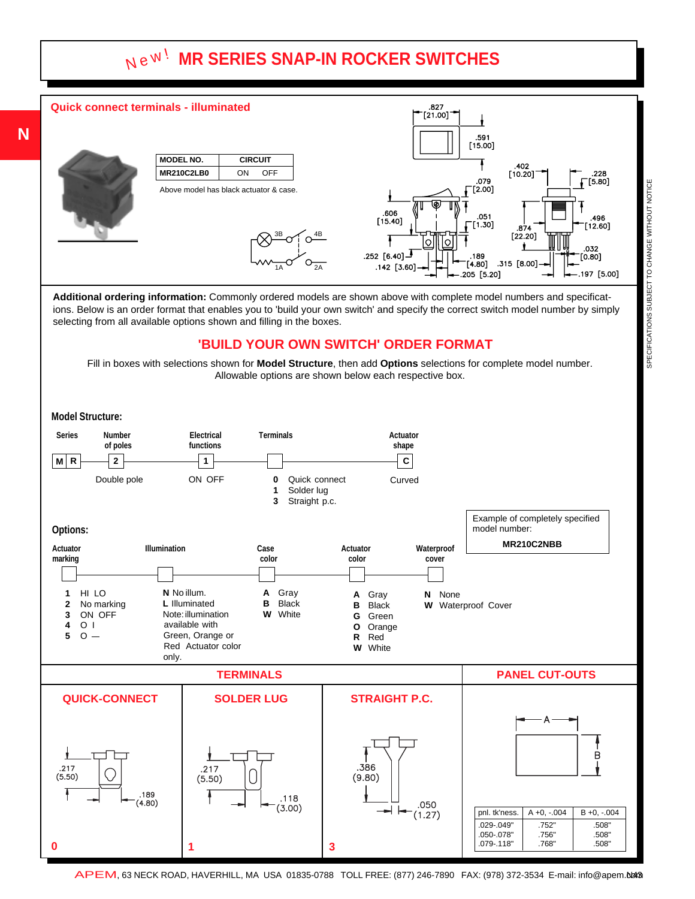# New! MR SERIES SNAP-IN ROCKER SWITCHES

## Quick connect terminals - illuminated

| MODEL NO. | CIRCUIT |
|---|---|
| MR210C2LB0 | ON OFF |

Above model has black actuator & case.

3B 4B 1A 2A

.827 [21.00]
.591 [15.00]
.402 [10.20]
.228 [5.80]
.079 [2.00]
.606 [15.40]
.051 [1.30]
.874 [22.20]
.496 [12.60]
.032 [0.80]
.252 [6.40]
.142 [3.60]
.189 [4.80]
.205 [5.20]
.315 [8.00]
.197 [5.00]

**Additional ordering information:** Commonly ordered models are shown above with complete model numbers and specifications. Below is an order format that enables you to 'build your own switch' and specify the correct switch model number by simply selecting from all available options shown and filling in the boxes.

## 'BUILD YOUR OWN SWITCH' ORDER FORMAT

Fill in boxes with selections shown for **Model Structure**, then add **Options** selections for complete model number. Allowable options are shown below each respective box.

### Model Structure:

| Series | Number of poles | Electrical functions | Terminals | Actuator shape |
|---|---|---|---|---|
| M R | 2 | 1 | | C |
| | Double pole | ON OFF | **0** Quick connect<br>**1** Solder lug<br>**3** Straight p.c. | Curved |

Example of completely specified model number:
**MR210C2NBB**

### Options:

| Actuator marking | Illumination | Case color | Actuator color | Waterproof cover |
|---|---|---|---|---|
| **1** HI LO<br>**2** No marking<br>**3** ON OFF<br>**4** O I<br>**5** O — | **N** No illum.<br>**L** Illuminated<br>Note: illumination available with Green, Orange or Red Actuator color only. | **A** Gray<br>**B** Black<br>**W** White | **A** Gray<br>**B** Black<br>**G** Green<br>**O** Orange<br>**R** Red<br>**W** White | **N** None<br>**W** Waterproof Cover |

## TERMINALS

### QUICK-CONNECT
.217 (5.50)
.189 (4.80)
**0**

### SOLDER LUG
.217 (5.50)
.118 (3.00)
**1**

### STRAIGHT P.C.
.386 (9.80)
.050 (1.27)
**3**

## PANEL CUT-OUTS

A
B

| pnl. tk'ness. | A +0, -.004 | B +0, -.004 |
|---|---|---|
| .029-.049" | .752" | .508" |
| .050-.078" | .756" | .508" |
| .079-.118" | .768" | .508" |

SPECIFICATIONS SUBJECT TO CHANGE WITHOUT NOTICE

APEM, 63 NECK ROAD, HAVERHILL, MA USA 01835-0788 TOLL FREE: (877) 246-7890 FAX: (978) 372-3534 E-mail: info@apem.com